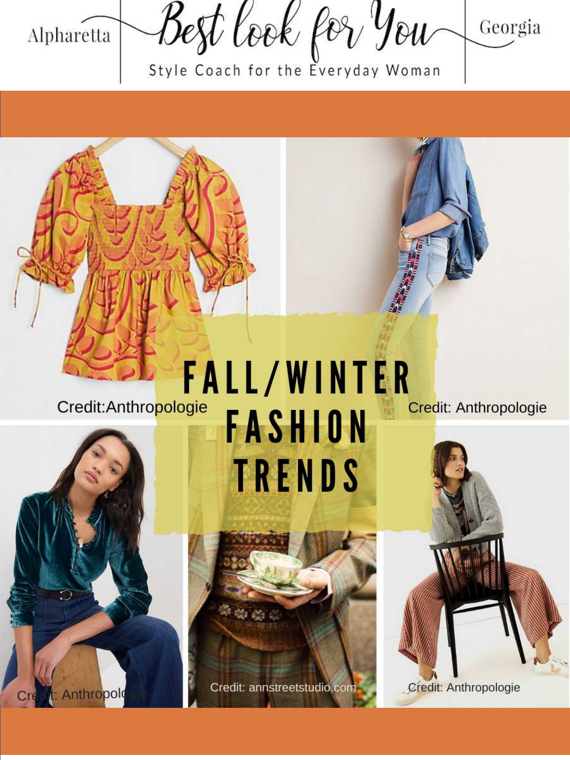Alpharetta — Best look for You — Georgia

Style Coach for the Everyday Woman

# FALL/WINTER FASHION TRENDS

Credit:Anthropologie

Credit: Anthropologie

Credit: Anthropologie

Credit: annstreetstudio.com

Credit: Anthropologie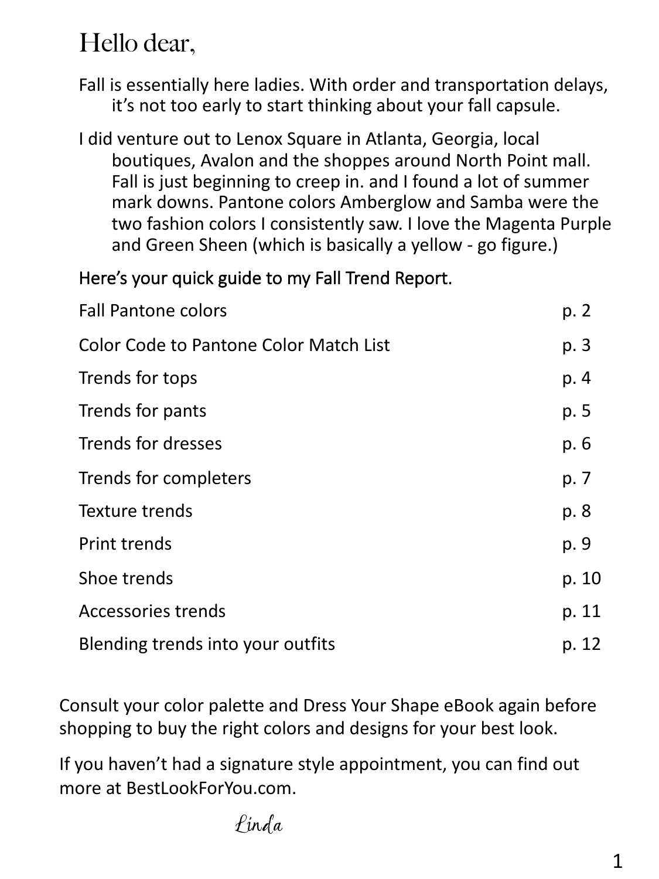# Hello dear,

Fall is essentially here ladies. With order and transportation delays, it's not too early to start thinking about your fall capsule.

I did venture out to Lenox Square in Atlanta, Georgia, local boutiques, Avalon and the shoppes around North Point mall. Fall is just beginning to creep in. and I found a lot of summer mark downs. Pantone colors Amberglow and Samba were the two fashion colors I consistently saw. I love the Magenta Purple and Green Sheen (which is basically a yellow - go figure.)

Here's your quick guide to my Fall Trend Report.

| | |
|---|---|
| Fall Pantone colors | p. 2 |
| Color Code to Pantone Color Match List | p. 3 |
| Trends for tops | p. 4 |
| Trends for pants | p. 5 |
| Trends for dresses | p. 6 |
| Trends for completers | p. 7 |
| Texture trends | p. 8 |
| Print trends | p. 9 |
| Shoe trends | p. 10 |
| Accessories trends | p. 11 |
| Blending trends into your outfits | p. 12 |

Consult your color palette and Dress Your Shape eBook again before shopping to buy the right colors and designs for your best look.

If you haven't had a signature style appointment, you can find out more at BestLookForYou.com.

*Linda*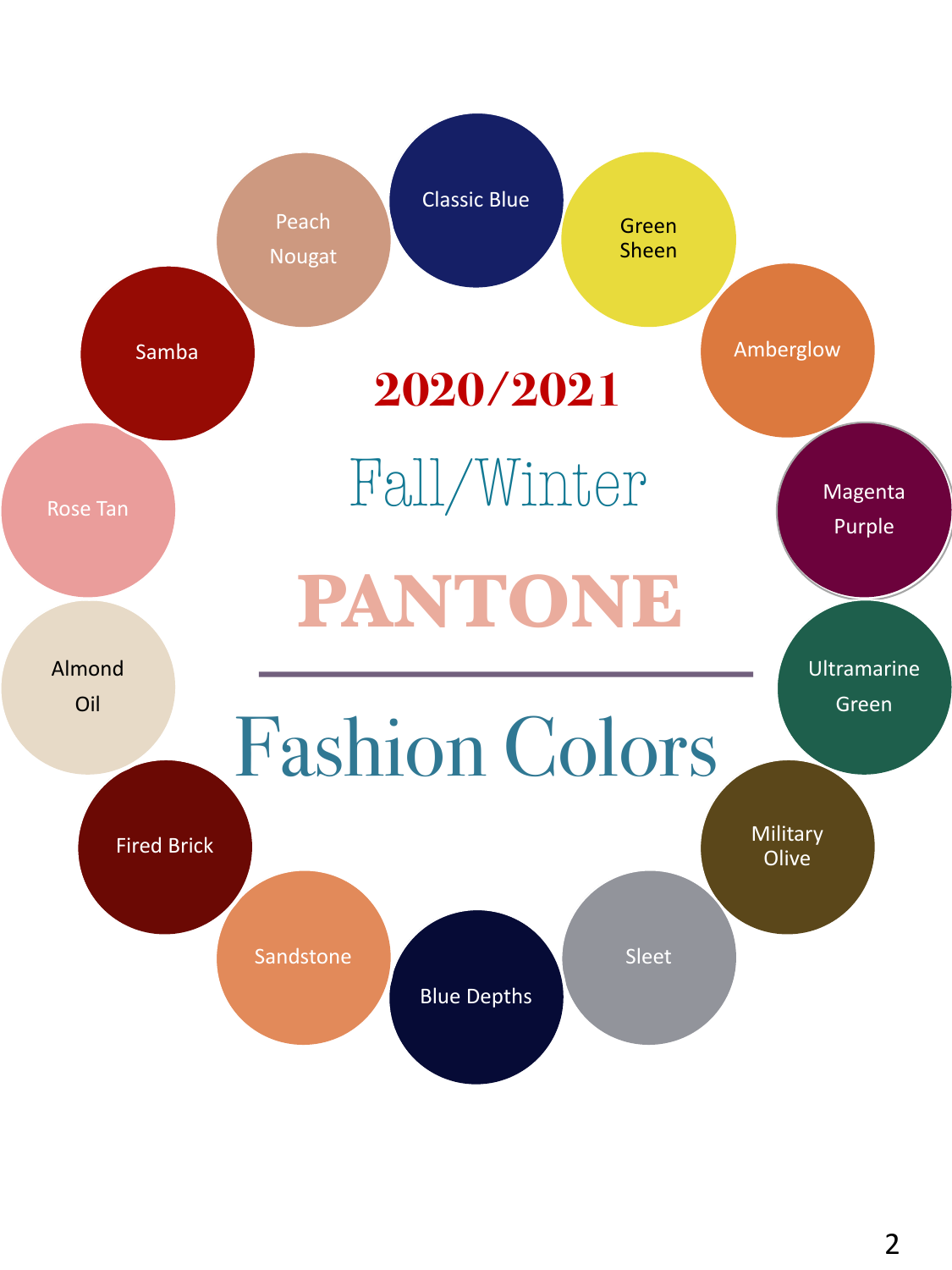# 2020/2021

## Fall/Winter

# PANTONE

---

# Fashion Colors

- Classic Blue
- Green Sheen
- Amberglow
- Magenta Purple
- Ultramarine Green
- Military Olive
- Sleet
- Blue Depths
- Sandstone
- Fired Brick
- Almond Oil
- Rose Tan
- Samba
- Peach Nougat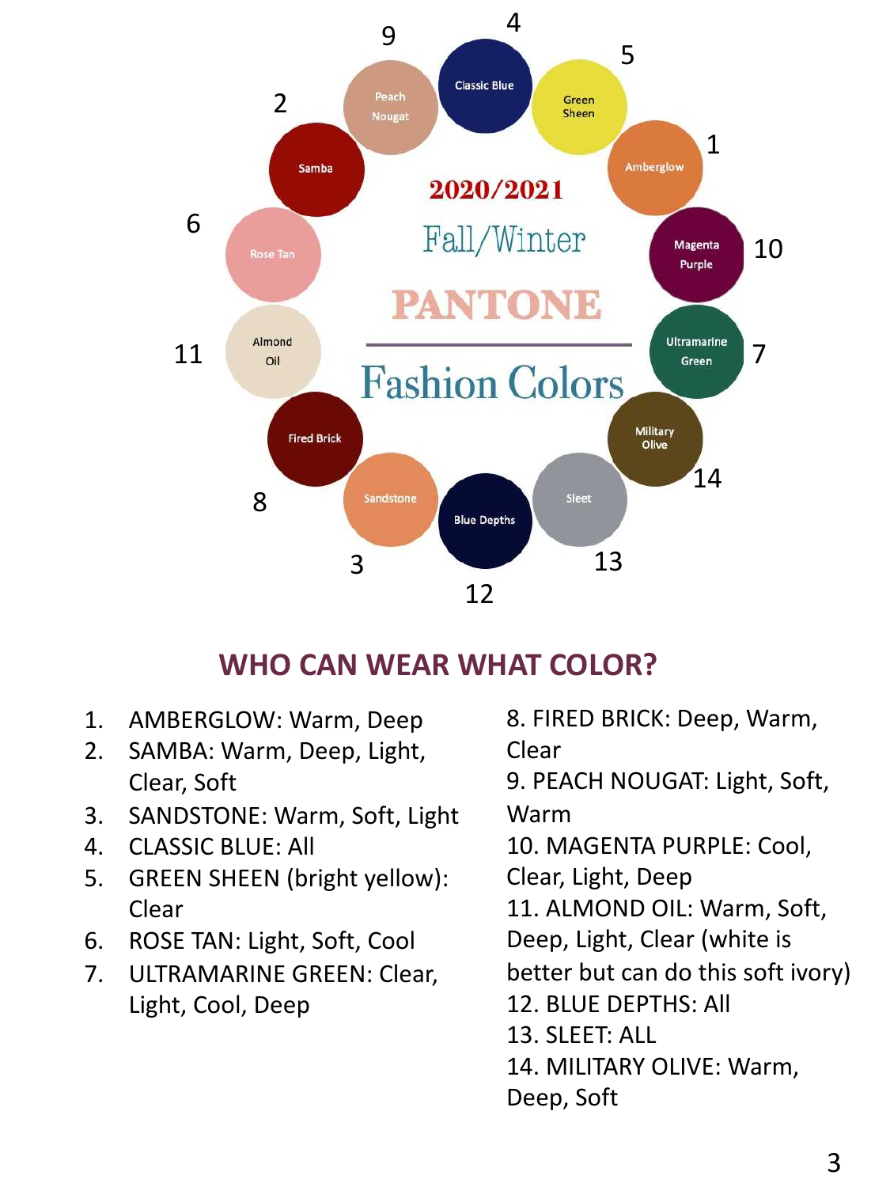2020/2021

Fall/Winter

PANTONE

Fashion Colors

Classic Blue, Green Sheen, Amberglow, Magenta Purple, Ultramarine Green, Military Olive, Sleet, Blue Depths, Sandstone, Fired Brick, Almond Oil, Rose Tan, Samba, Peach Nougat

## WHO CAN WEAR WHAT COLOR?

1. AMBERGLOW: Warm, Deep
2. SAMBA: Warm, Deep, Light, Clear, Soft
3. SANDSTONE: Warm, Soft, Light
4. CLASSIC BLUE: All
5. GREEN SHEEN (bright yellow): Clear
6. ROSE TAN: Light, Soft, Cool
7. ULTRAMARINE GREEN: Clear, Light, Cool, Deep
8. FIRED BRICK: Deep, Warm, Clear
9. PEACH NOUGAT: Light, Soft, Warm
10. MAGENTA PURPLE: Cool, Clear, Light, Deep
11. ALMOND OIL: Warm, Soft, Deep, Light, Clear (white is better but can do this soft ivory)
12. BLUE DEPTHS: All
13. SLEET: ALL
14. MILITARY OLIVE: Warm, Deep, Soft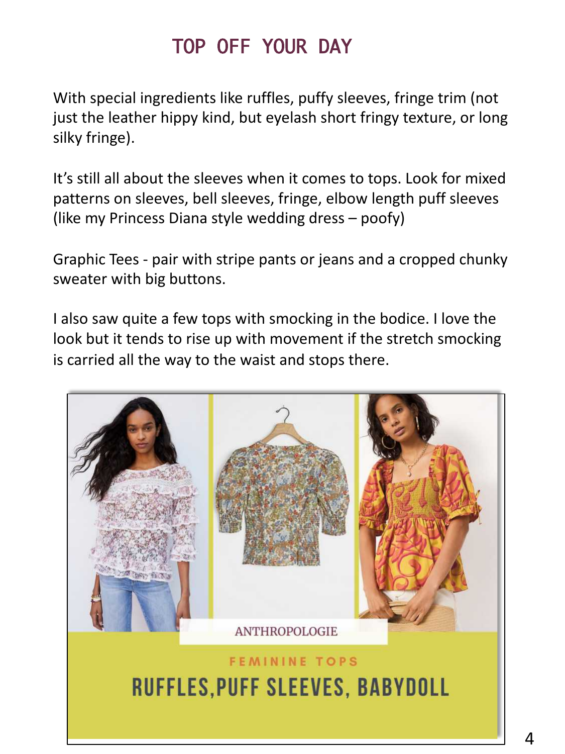# TOP OFF YOUR DAY

With special ingredients like ruffles, puffy sleeves, fringe trim (not just the leather hippy kind, but eyelash short fringy texture, or long silky fringe).

It's still all about the sleeves when it comes to tops. Look for mixed patterns on sleeves, bell sleeves, fringe, elbow length puff sleeves (like my Princess Diana style wedding dress – poofy)

Graphic Tees - pair with stripe pants or jeans and a cropped chunky sweater with big buttons.

I also saw quite a few tops with smocking in the bodice. I love the look but it tends to rise up with movement if the stretch smocking is carried all the way to the waist and stops there.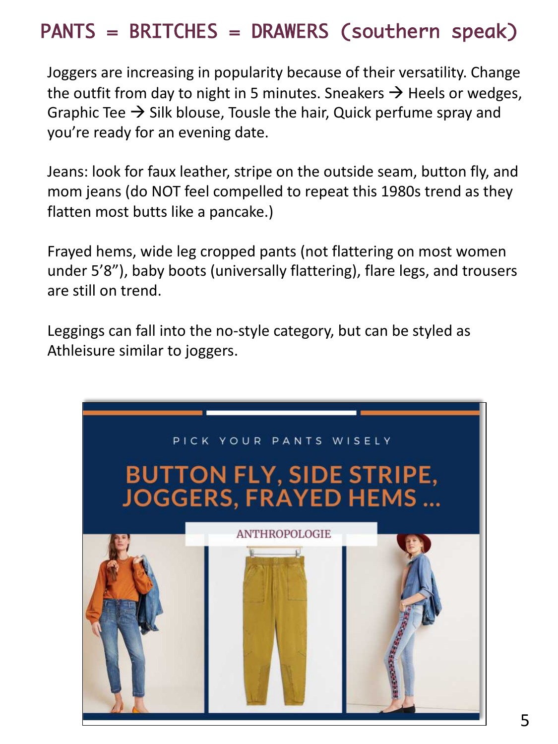# PANTS = BRITCHES = DRAWERS (southern speak)

Joggers are increasing in popularity because of their versatility. Change the outfit from day to night in 5 minutes. Sneakers → Heels or wedges, Graphic Tee → Silk blouse, Tousle the hair, Quick perfume spray and you're ready for an evening date.

Jeans: look for faux leather, stripe on the outside seam, button fly, and mom jeans (do NOT feel compelled to repeat this 1980s trend as they flatten most butts like a pancake.)

Frayed hems, wide leg cropped pants (not flattering on most women under 5'8"), baby boots (universally flattering), flare legs, and trousers are still on trend.

Leggings can fall into the no-style category, but can be styled as Athleisure similar to joggers.

PICK YOUR PANTS WISELY

BUTTON FLY, SIDE STRIPE, JOGGERS, FRAYED HEMS ...

ANTHROPOLOGIE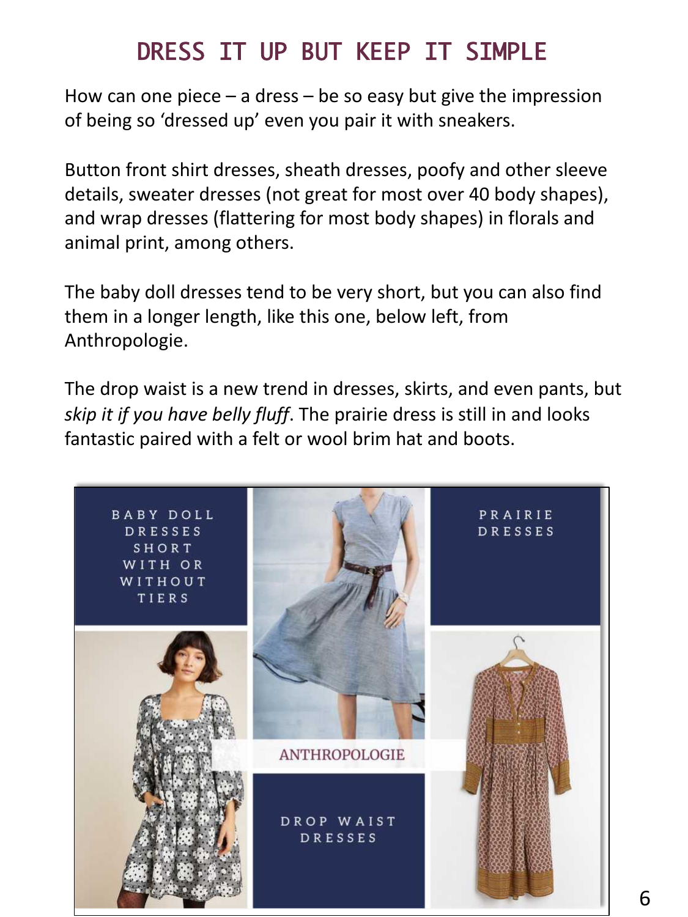# DRESS IT UP BUT KEEP IT SIMPLE

How can one piece – a dress – be so easy but give the impression of being so 'dressed up' even you pair it with sneakers.

Button front shirt dresses, sheath dresses, poofy and other sleeve details, sweater dresses (not great for most over 40 body shapes), and wrap dresses (flattering for most body shapes) in florals and animal print, among others.

The baby doll dresses tend to be very short, but you can also find them in a longer length, like this one, below left, from Anthropologie.

The drop waist is a new trend in dresses, skirts, and even pants, but *skip it if you have belly fluff*. The prairie dress is still in and looks fantastic paired with a felt or wool brim hat and boots.

BABY DOLL DRESSES SHORT WITH OR WITHOUT TIERS

ANTHROPOLOGIE

DROP WAIST DRESSES

PRAIRIE DRESSES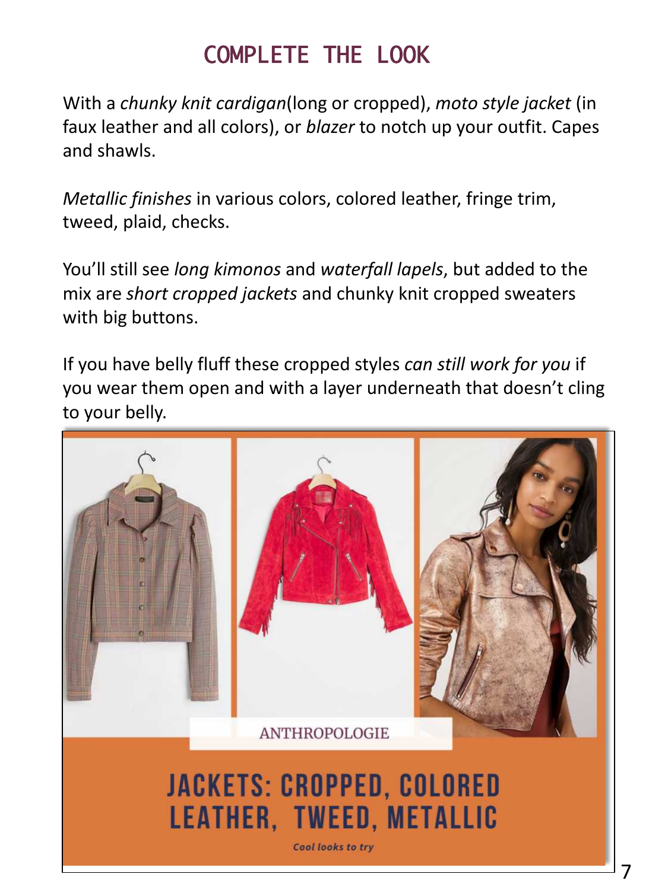# COMPLETE THE LOOK

With a *chunky knit cardigan*(long or cropped), *moto style jacket* (in faux leather and all colors), or *blazer* to notch up your outfit. Capes and shawls.

*Metallic finishes* in various colors, colored leather, fringe trim, tweed, plaid, checks.

You'll still see *long kimonos* and *waterfall lapels*, but added to the mix are *short cropped jackets* and chunky knit cropped sweaters with big buttons.

If you have belly fluff these cropped styles *can still work for you* if you wear them open and with a layer underneath that doesn't cling to your belly.

ANTHROPOLOGIE

JACKETS: CROPPED, COLORED LEATHER, TWEED, METALLIC

Cool looks to try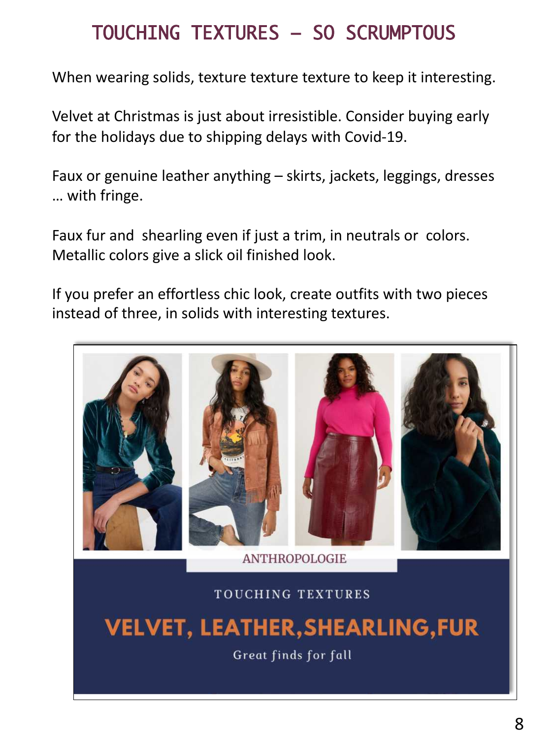# TOUCHING TEXTURES – SO SCRUMPTOUS

When wearing solids, texture texture texture to keep it interesting.

Velvet at Christmas is just about irresistible. Consider buying early for the holidays due to shipping delays with Covid-19.

Faux or genuine leather anything – skirts, jackets, leggings, dresses … with fringe.

Faux fur and shearling even if just a trim, in neutrals or colors. Metallic colors give a slick oil finished look.

If you prefer an effortless chic look, create outfits with two pieces instead of three, in solids with interesting textures.

ANTHROPOLOGIE

TOUCHING TEXTURES

**VELVET, LEATHER, SHEARLING, FUR**

Great finds for fall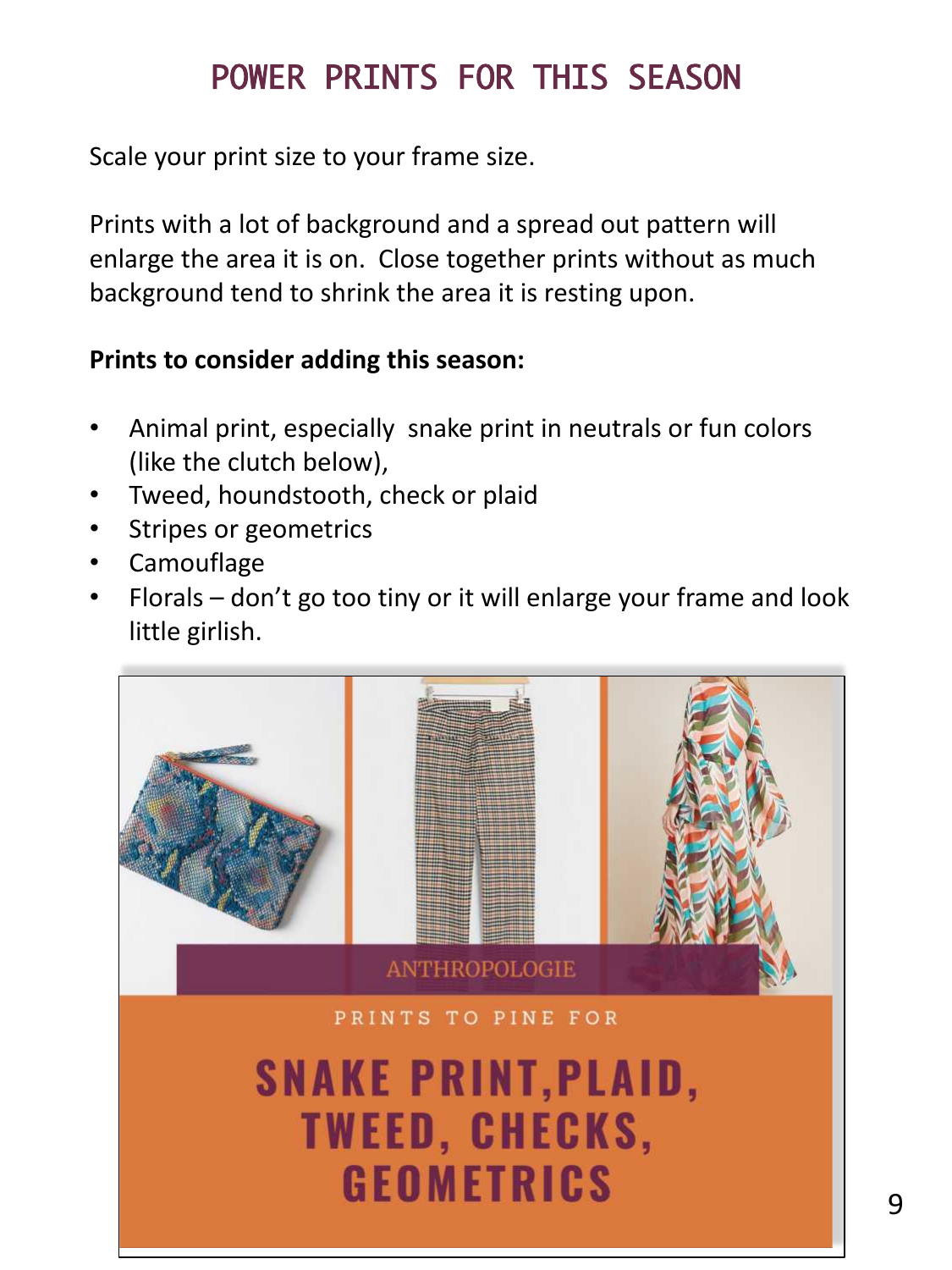# POWER PRINTS FOR THIS SEASON

Scale your print size to your frame size.

Prints with a lot of background and a spread out pattern will enlarge the area it is on. Close together prints without as much background tend to shrink the area it is resting upon.

**Prints to consider adding this season:**

- Animal print, especially snake print in neutrals or fun colors (like the clutch below),
- Tweed, houndstooth, check or plaid
- Stripes or geometrics
- Camouflage
- Florals – don't go too tiny or it will enlarge your frame and look little girlish.

ANTHROPOLOGIE

PRINTS TO PINE FOR

SNAKE PRINT, PLAID, TWEED, CHECKS, GEOMETRICS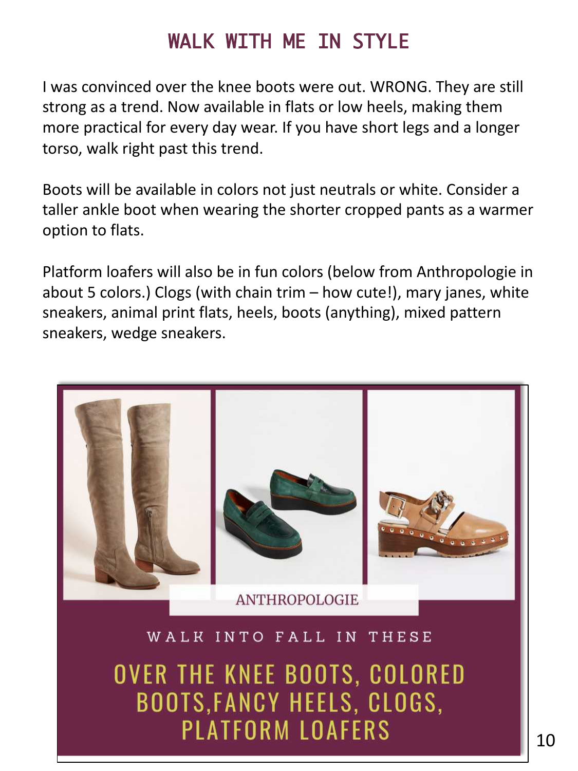# WALK WITH ME IN STYLE

I was convinced over the knee boots were out. WRONG. They are still strong as a trend. Now available in flats or low heels, making them more practical for every day wear. If you have short legs and a longer torso, walk right past this trend.

Boots will be available in colors not just neutrals or white. Consider a taller ankle boot when wearing the shorter cropped pants as a warmer option to flats.

Platform loafers will also be in fun colors (below from Anthropologie in about 5 colors.) Clogs (with chain trim – how cute!), mary janes, white sneakers, animal print flats, heels, boots (anything), mixed pattern sneakers, wedge sneakers.

ANTHROPOLOGIE

WALK INTO FALL IN THESE

OVER THE KNEE BOOTS, COLORED BOOTS,FANCY HEELS, CLOGS, PLATFORM LOAFERS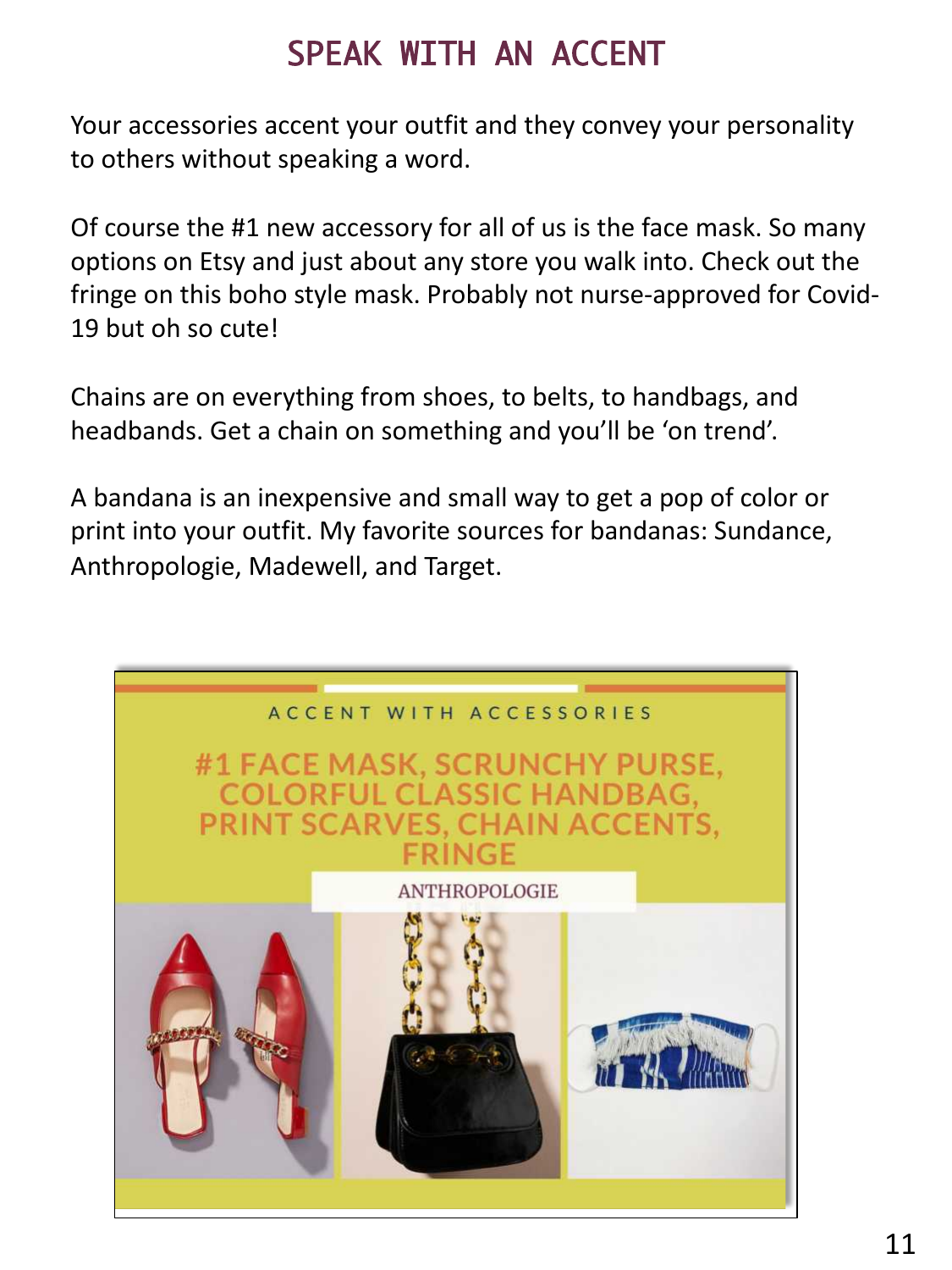# SPEAK WITH AN ACCENT

Your accessories accent your outfit and they convey your personality to others without speaking a word.

Of course the #1 new accessory for all of us is the face mask. So many options on Etsy and just about any store you walk into. Check out the fringe on this boho style mask. Probably not nurse-approved for Covid-19 but oh so cute!

Chains are on everything from shoes, to belts, to handbags, and headbands. Get a chain on something and you'll be 'on trend'.

A bandana is an inexpensive and small way to get a pop of color or print into your outfit. My favorite sources for bandanas: Sundance, Anthropologie, Madewell, and Target.

ACCENT WITH ACCESSORIES

#1 FACE MASK, SCRUNCHY PURSE, COLORFUL CLASSIC HANDBAG, PRINT SCARVES, CHAIN ACCENTS, FRINGE

ANTHROPOLOGIE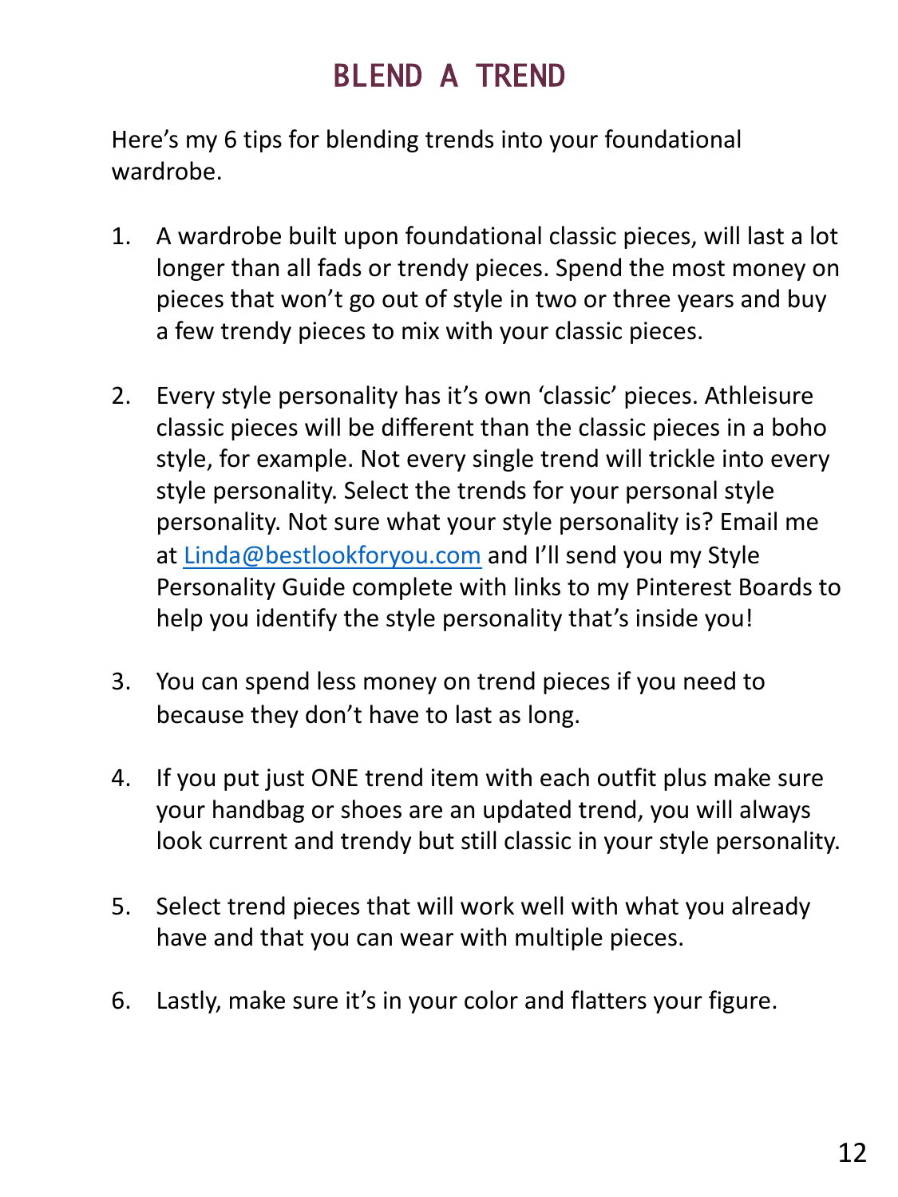# BLEND A TREND

Here's my 6 tips for blending trends into your foundational wardrobe.

1. A wardrobe built upon foundational classic pieces, will last a lot longer than all fads or trendy pieces. Spend the most money on pieces that won't go out of style in two or three years and buy a few trendy pieces to mix with your classic pieces.

2. Every style personality has it's own 'classic' pieces. Athleisure classic pieces will be different than the classic pieces in a boho style, for example. Not every single trend will trickle into every style personality. Select the trends for your personal style personality. Not sure what your style personality is? Email me at [Linda@bestlookforyou.com](mailto:Linda@bestlookforyou.com) and I'll send you my Style Personality Guide complete with links to my Pinterest Boards to help you identify the style personality that's inside you!

3. You can spend less money on trend pieces if you need to because they don't have to last as long.

4. If you put just ONE trend item with each outfit plus make sure your handbag or shoes are an updated trend, you will always look current and trendy but still classic in your style personality.

5. Select trend pieces that will work well with what you already have and that you can wear with multiple pieces.

6. Lastly, make sure it's in your color and flatters your figure.